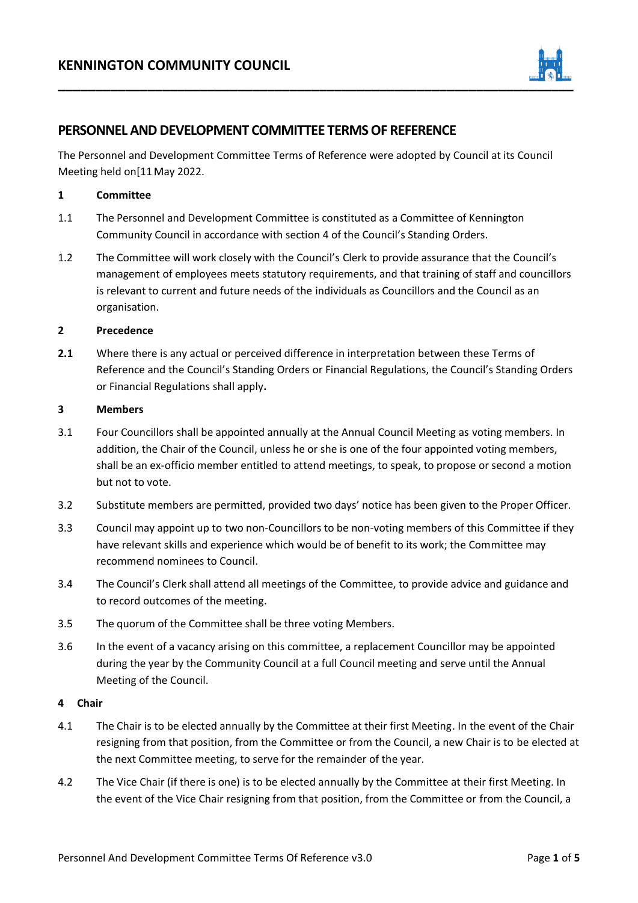# KENNINGTON COMMUNITY COUNCIL

## PERSONNEL AND DEVELOPMENT COMMITTEE TERMS OF REFERENCE

The Personnel and Development Committee Terms of Reference were adopted by Council at its Council Meeting held on[11 May 2022.

**1 Committee**

1.1 The Personnel and Development Committee is constituted as a Committee of Kennington Community Council in accordance with section 4 of the Council's Standing Orders.

1.2 The Committee will work closely with the Council's Clerk to provide assurance that the Council's management of employees meets statutory requirements, and that training of staff and councillors is relevant to current and future needs of the individuals as Councillors and the Council as an organisation.

**2 Precedence**

**2.1** Where there is any actual or perceived difference in interpretation between these Terms of Reference and the Council's Standing Orders or Financial Regulations, the Council's Standing Orders or Financial Regulations shall apply**.**

**3 Members**

3.1 Four Councillors shall be appointed annually at the Annual Council Meeting as voting members. In addition, the Chair of the Council, unless he or she is one of the four appointed voting members, shall be an ex-officio member entitled to attend meetings, to speak, to propose or second a motion but not to vote.

3.2 Substitute members are permitted, provided two days' notice has been given to the Proper Officer.

3.3 Council may appoint up to two non-Councillors to be non-voting members of this Committee if they have relevant skills and experience which would be of benefit to its work; the Committee may recommend nominees to Council.

3.4 The Council's Clerk shall attend all meetings of the Committee, to provide advice and guidance and to record outcomes of the meeting.

3.5 The quorum of the Committee shall be three voting Members.

3.6 In the event of a vacancy arising on this committee, a replacement Councillor may be appointed during the year by the Community Council at a full Council meeting and serve until the Annual Meeting of the Council.

**4 Chair**

4.1 The Chair is to be elected annually by the Committee at their first Meeting. In the event of the Chair resigning from that position, from the Committee or from the Council, a new Chair is to be elected at the next Committee meeting, to serve for the remainder of the year.

4.2 The Vice Chair (if there is one) is to be elected annually by the Committee at their first Meeting. In the event of the Vice Chair resigning from that position, from the Committee or from the Council, a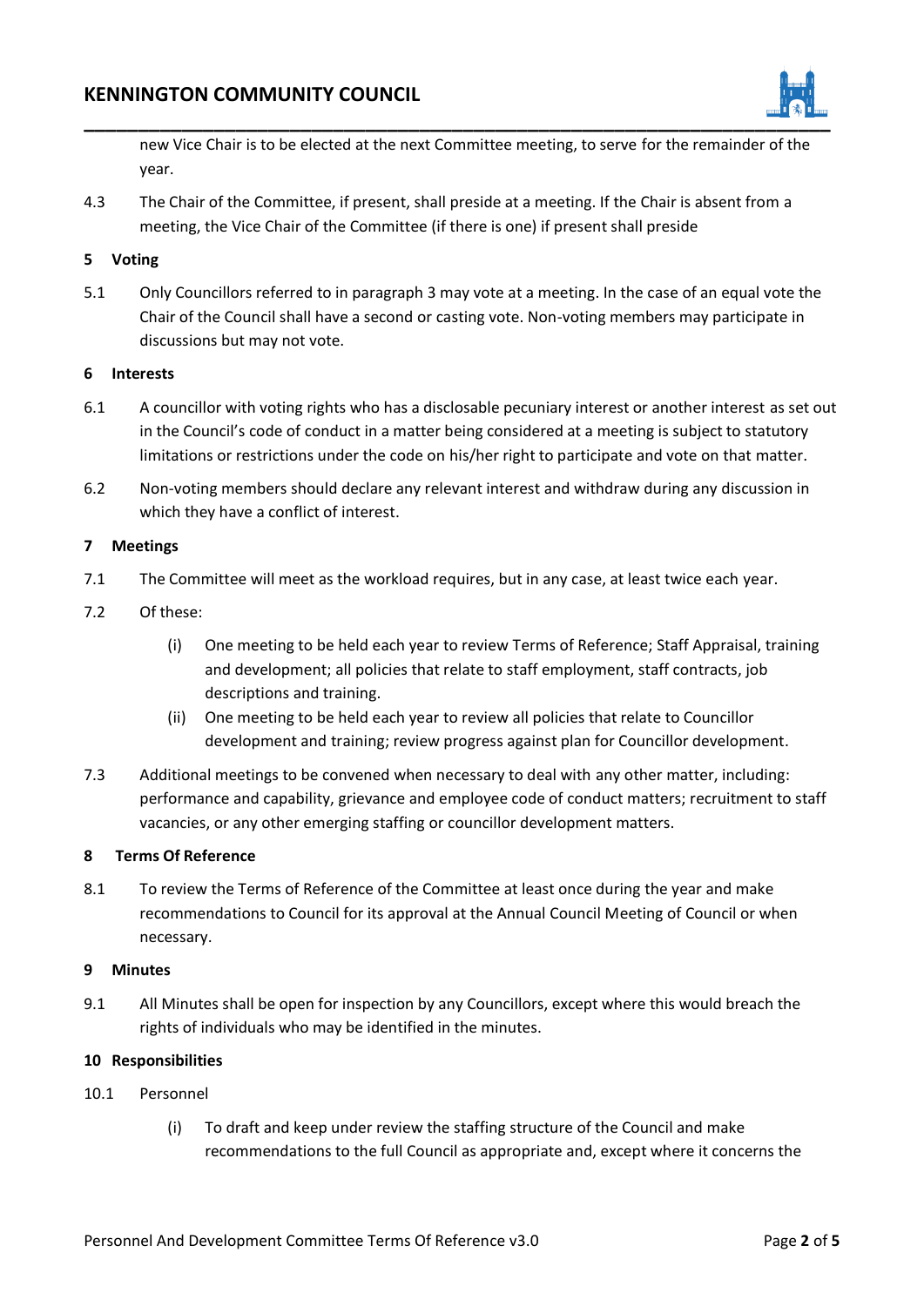new Vice Chair is to be elected at the next Committee meeting, to serve for the remainder of the year.

4.3 The Chair of the Committee, if present, shall preside at a meeting. If the Chair is absent from a meeting, the Vice Chair of the Committee (if there is one) if present shall preside

## 5 Voting

5.1 Only Councillors referred to in paragraph 3 may vote at a meeting. In the case of an equal vote the Chair of the Council shall have a second or casting vote. Non-voting members may participate in discussions but may not vote.

## 6 Interests

6.1 A councillor with voting rights who has a disclosable pecuniary interest or another interest as set out in the Council's code of conduct in a matter being considered at a meeting is subject to statutory limitations or restrictions under the code on his/her right to participate and vote on that matter.

6.2 Non-voting members should declare any relevant interest and withdraw during any discussion in which they have a conflict of interest.

## 7 Meetings

7.1 The Committee will meet as the workload requires, but in any case, at least twice each year.

7.2 Of these:

- (i) One meeting to be held each year to review Terms of Reference; Staff Appraisal, training and development; all policies that relate to staff employment, staff contracts, job descriptions and training.
- (ii) One meeting to be held each year to review all policies that relate to Councillor development and training; review progress against plan for Councillor development.

7.3 Additional meetings to be convened when necessary to deal with any other matter, including: performance and capability, grievance and employee code of conduct matters; recruitment to staff vacancies, or any other emerging staffing or councillor development matters.

## 8 Terms Of Reference

8.1 To review the Terms of Reference of the Committee at least once during the year and make recommendations to Council for its approval at the Annual Council Meeting of Council or when necessary.

## 9 Minutes

9.1 All Minutes shall be open for inspection by any Councillors, except where this would breach the rights of individuals who may be identified in the minutes.

## 10 Responsibilities

10.1 Personnel

- (i) To draft and keep under review the staffing structure of the Council and make recommendations to the full Council as appropriate and, except where it concerns the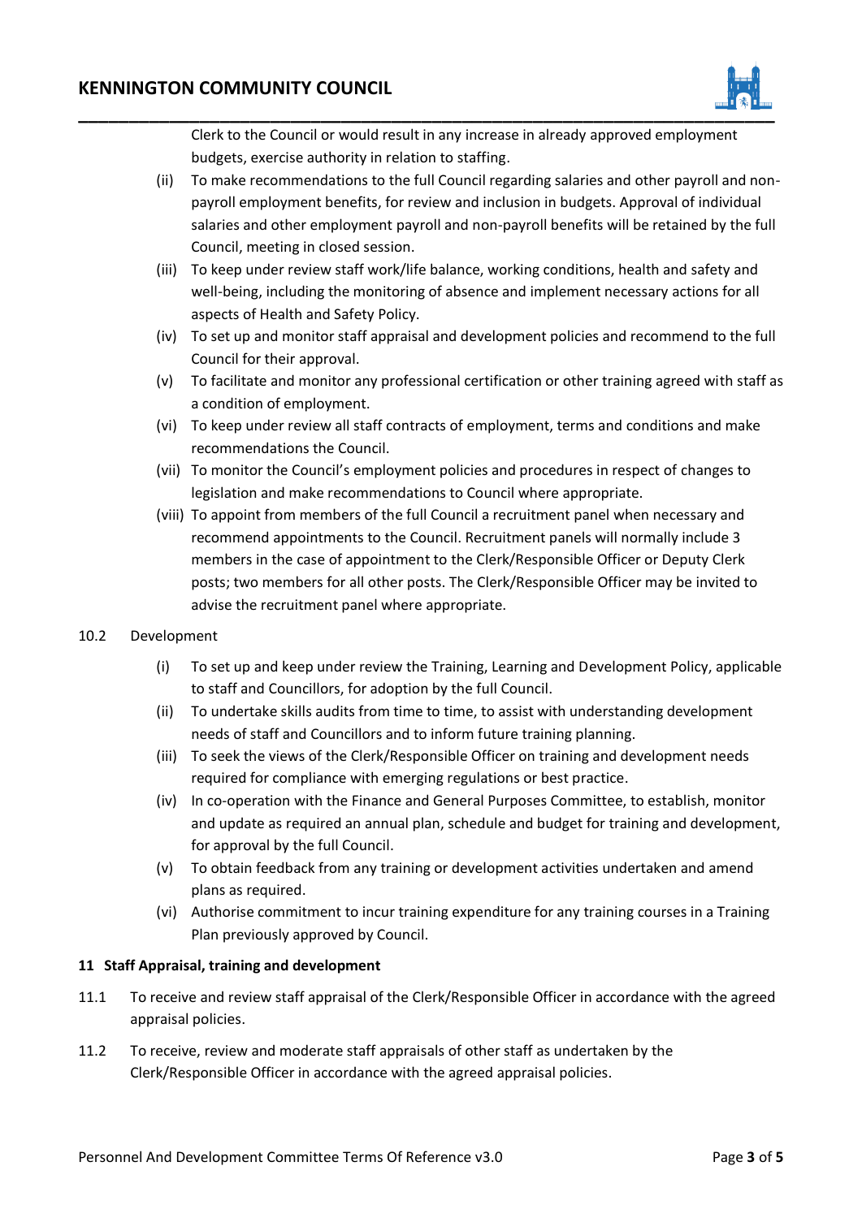Clerk to the Council or would result in any increase in already approved employment budgets, exercise authority in relation to staffing.

(ii) To make recommendations to the full Council regarding salaries and other payroll and non-payroll employment benefits, for review and inclusion in budgets. Approval of individual salaries and other employment payroll and non-payroll benefits will be retained by the full Council, meeting in closed session.

(iii) To keep under review staff work/life balance, working conditions, health and safety and well-being, including the monitoring of absence and implement necessary actions for all aspects of Health and Safety Policy.

(iv) To set up and monitor staff appraisal and development policies and recommend to the full Council for their approval.

(v) To facilitate and monitor any professional certification or other training agreed with staff as a condition of employment.

(vi) To keep under review all staff contracts of employment, terms and conditions and make recommendations the Council.

(vii) To monitor the Council's employment policies and procedures in respect of changes to legislation and make recommendations to Council where appropriate.

(viii) To appoint from members of the full Council a recruitment panel when necessary and recommend appointments to the Council. Recruitment panels will normally include 3 members in the case of appointment to the Clerk/Responsible Officer or Deputy Clerk posts; two members for all other posts. The Clerk/Responsible Officer may be invited to advise the recruitment panel where appropriate.

10.2 Development

(i) To set up and keep under review the Training, Learning and Development Policy, applicable to staff and Councillors, for adoption by the full Council.

(ii) To undertake skills audits from time to time, to assist with understanding development needs of staff and Councillors and to inform future training planning.

(iii) To seek the views of the Clerk/Responsible Officer on training and development needs required for compliance with emerging regulations or best practice.

(iv) In co-operation with the Finance and General Purposes Committee, to establish, monitor and update as required an annual plan, schedule and budget for training and development, for approval by the full Council.

(v) To obtain feedback from any training or development activities undertaken and amend plans as required.

(vi) Authorise commitment to incur training expenditure for any training courses in a Training Plan previously approved by Council.

**11 Staff Appraisal, training and development**

11.1 To receive and review staff appraisal of the Clerk/Responsible Officer in accordance with the agreed appraisal policies.

11.2 To receive, review and moderate staff appraisals of other staff as undertaken by the Clerk/Responsible Officer in accordance with the agreed appraisal policies.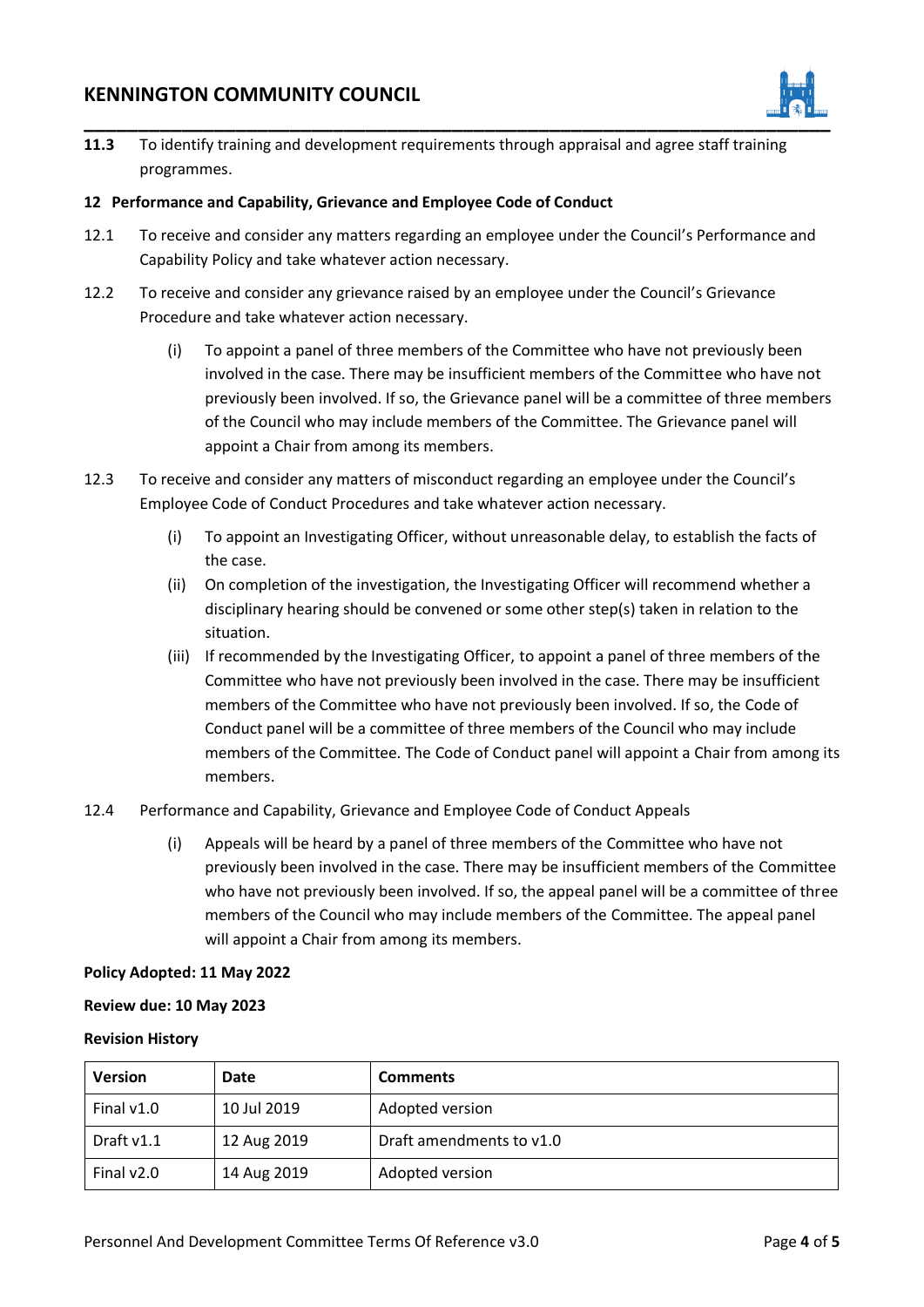**11.3** To identify training and development requirements through appraisal and agree staff training programmes.

### 12 Performance and Capability, Grievance and Employee Code of Conduct

12.1 To receive and consider any matters regarding an employee under the Council's Performance and Capability Policy and take whatever action necessary.

12.2 To receive and consider any grievance raised by an employee under the Council's Grievance Procedure and take whatever action necessary.

- (i) To appoint a panel of three members of the Committee who have not previously been involved in the case. There may be insufficient members of the Committee who have not previously been involved. If so, the Grievance panel will be a committee of three members of the Council who may include members of the Committee. The Grievance panel will appoint a Chair from among its members.

12.3 To receive and consider any matters of misconduct regarding an employee under the Council's Employee Code of Conduct Procedures and take whatever action necessary.

- (i) To appoint an Investigating Officer, without unreasonable delay, to establish the facts of the case.
- (ii) On completion of the investigation, the Investigating Officer will recommend whether a disciplinary hearing should be convened or some other step(s) taken in relation to the situation.
- (iii) If recommended by the Investigating Officer, to appoint a panel of three members of the Committee who have not previously been involved in the case. There may be insufficient members of the Committee who have not previously been involved. If so, the Code of Conduct panel will be a committee of three members of the Council who may include members of the Committee. The Code of Conduct panel will appoint a Chair from among its members.

12.4 Performance and Capability, Grievance and Employee Code of Conduct Appeals

- (i) Appeals will be heard by a panel of three members of the Committee who have not previously been involved in the case. There may be insufficient members of the Committee who have not previously been involved. If so, the appeal panel will be a committee of three members of the Council who may include members of the Committee. The appeal panel will appoint a Chair from among its members.

**Policy Adopted: 11 May 2022**

**Review due: 10 May 2023**

**Revision History**

| Version | Date | Comments |
|---|---|---|
| Final v1.0 | 10 Jul 2019 | Adopted version |
| Draft v1.1 | 12 Aug 2019 | Draft amendments to v1.0 |
| Final v2.0 | 14 Aug 2019 | Adopted version |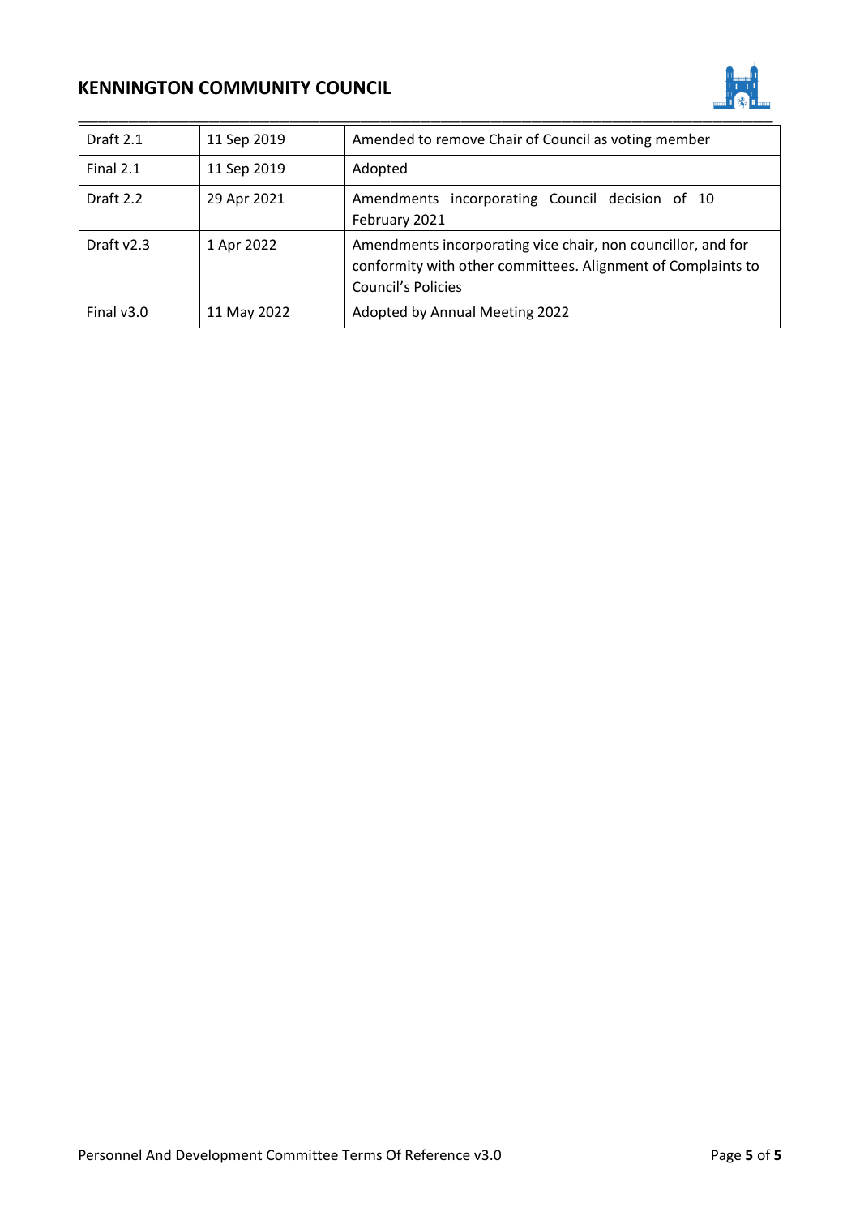| | | |
|---|---|---|
| Draft 2.1 | 11 Sep 2019 | Amended to remove Chair of Council as voting member |
| Final 2.1 | 11 Sep 2019 | Adopted |
| Draft 2.2 | 29 Apr 2021 | Amendments incorporating Council decision of 10 February 2021 |
| Draft v2.3 | 1 Apr 2022 | Amendments incorporating vice chair, non councillor, and for conformity with other committees. Alignment of Complaints to Council's Policies |
| Final v3.0 | 11 May 2022 | Adopted by Annual Meeting 2022 |